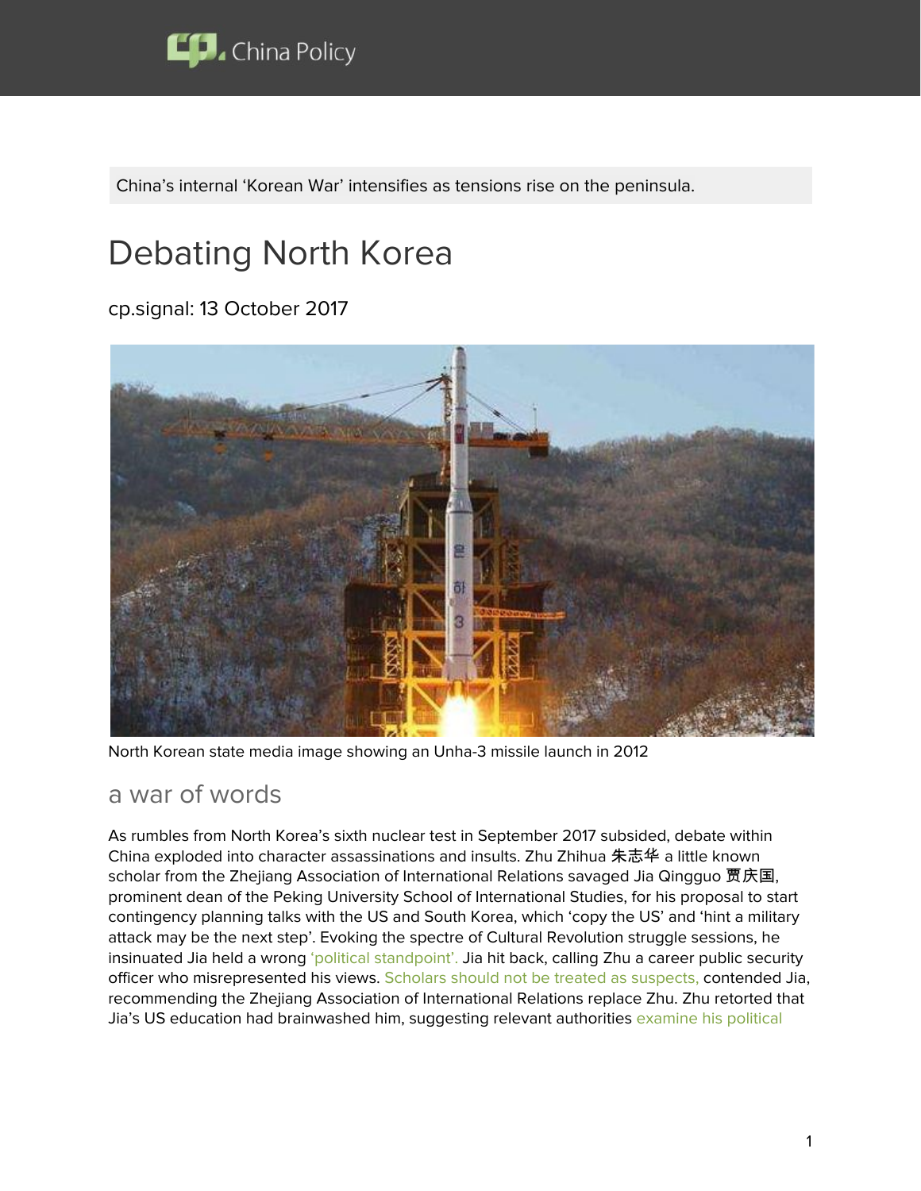China's internal 'Korean War' intensifies as tensions rise on the peninsula.

# Debating North Korea

cp.signal: 13 October 2017

North Korean state media image showing an Unha-3 missile launch in 2012

## a war of words

As rumbles from North Korea's sixth nuclear test in September 2017 subsided, debate within China exploded into character assassinations and insults. Zhu Zhihua 朱志华 a little known scholar from the Zhejiang Association of International Relations savaged Jia Qingguo 贾庆国, prominent dean of the Peking University School of International Studies, for his proposal to start contingency planning talks with the US and South Korea, which 'copy the US' and 'hint a military attack may be the next step'. Evoking the spectre of Cultural Revolution struggle sessions, he insinuated Jia held a wrong 'political standpoint'. Jia hit back, calling Zhu a career public security officer who misrepresented his views. Scholars should not be treated as suspects, contended Jia, recommending the Zhejiang Association of International Relations replace Zhu. Zhu retorted that Jia's US education had brainwashed him, suggesting relevant authorities examine his political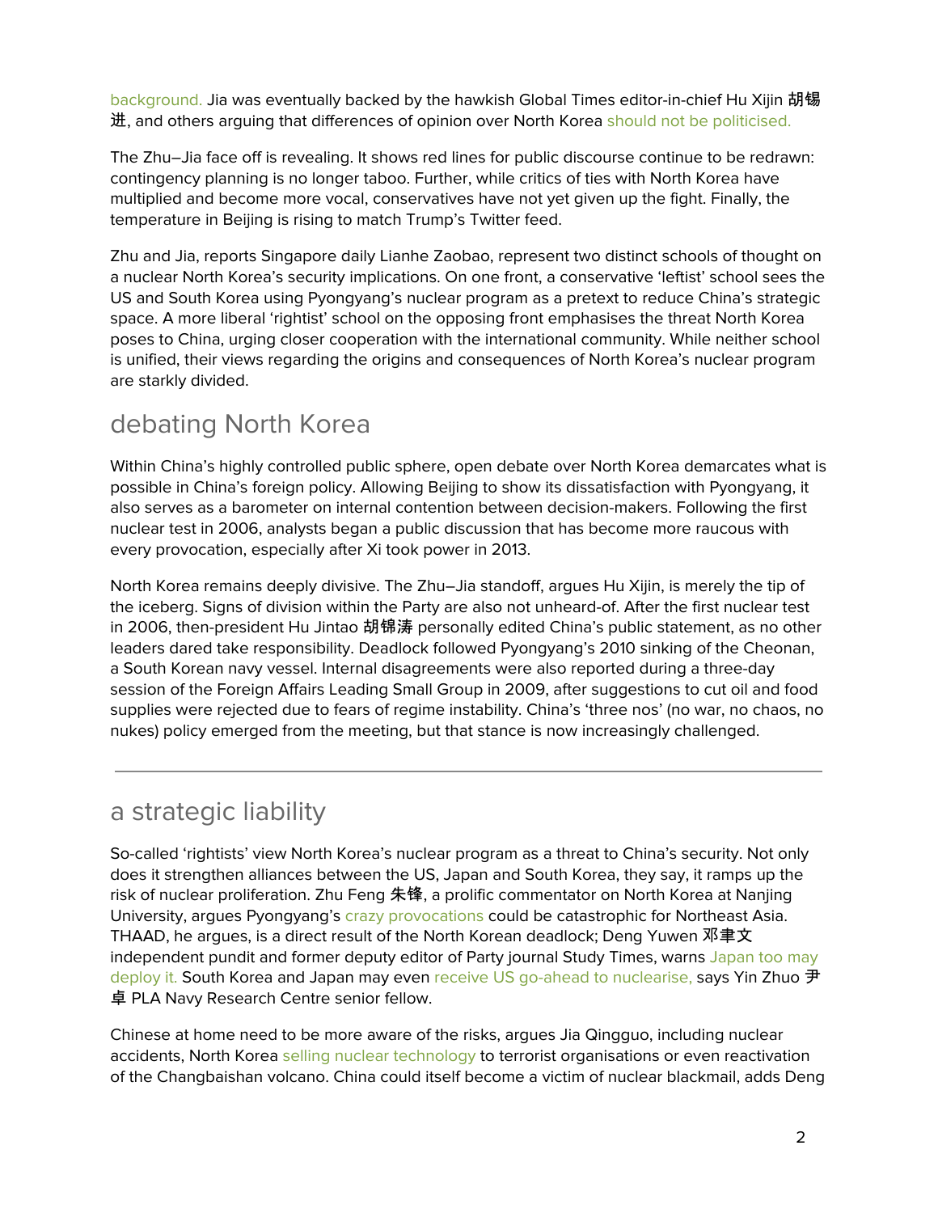background. Jia was eventually backed by the hawkish Global Times editor-in-chief Hu Xijin 胡锡进, and others arguing that differences of opinion over North Korea should not be politicised.

The Zhu–Jia face off is revealing. It shows red lines for public discourse continue to be redrawn: contingency planning is no longer taboo. Further, while critics of ties with North Korea have multiplied and become more vocal, conservatives have not yet given up the fight. Finally, the temperature in Beijing is rising to match Trump's Twitter feed.

Zhu and Jia, reports Singapore daily Lianhe Zaobao, represent two distinct schools of thought on a nuclear North Korea's security implications. On one front, a conservative 'leftist' school sees the US and South Korea using Pyongyang's nuclear program as a pretext to reduce China's strategic space. A more liberal 'rightist' school on the opposing front emphasises the threat North Korea poses to China, urging closer cooperation with the international community. While neither school is unified, their views regarding the origins and consequences of North Korea's nuclear program are starkly divided.

## debating North Korea

Within China's highly controlled public sphere, open debate over North Korea demarcates what is possible in China's foreign policy. Allowing Beijing to show its dissatisfaction with Pyongyang, it also serves as a barometer on internal contention between decision-makers. Following the first nuclear test in 2006, analysts began a public discussion that has become more raucous with every provocation, especially after Xi took power in 2013.

North Korea remains deeply divisive. The Zhu–Jia standoff, argues Hu Xijin, is merely the tip of the iceberg. Signs of division within the Party are also not unheard-of. After the first nuclear test in 2006, then-president Hu Jintao 胡锦涛 personally edited China's public statement, as no other leaders dared take responsibility. Deadlock followed Pyongyang's 2010 sinking of the Cheonan, a South Korean navy vessel. Internal disagreements were also reported during a three-day session of the Foreign Affairs Leading Small Group in 2009, after suggestions to cut oil and food supplies were rejected due to fears of regime instability. China's 'three nos' (no war, no chaos, no nukes) policy emerged from the meeting, but that stance is now increasingly challenged.

---

## a strategic liability

So-called 'rightists' view North Korea's nuclear program as a threat to China's security. Not only does it strengthen alliances between the US, Japan and South Korea, they say, it ramps up the risk of nuclear proliferation. Zhu Feng 朱锋, a prolific commentator on North Korea at Nanjing University, argues Pyongyang's crazy provocations could be catastrophic for Northeast Asia. THAAD, he argues, is a direct result of the North Korean deadlock; Deng Yuwen 邓聿文 independent pundit and former deputy editor of Party journal Study Times, warns Japan too may deploy it. South Korea and Japan may even receive US go-ahead to nuclearise, says Yin Zhuo 尹卓 PLA Navy Research Centre senior fellow.

Chinese at home need to be more aware of the risks, argues Jia Qingguo, including nuclear accidents, North Korea selling nuclear technology to terrorist organisations or even reactivation of the Changbaishan volcano. China could itself become a victim of nuclear blackmail, adds Deng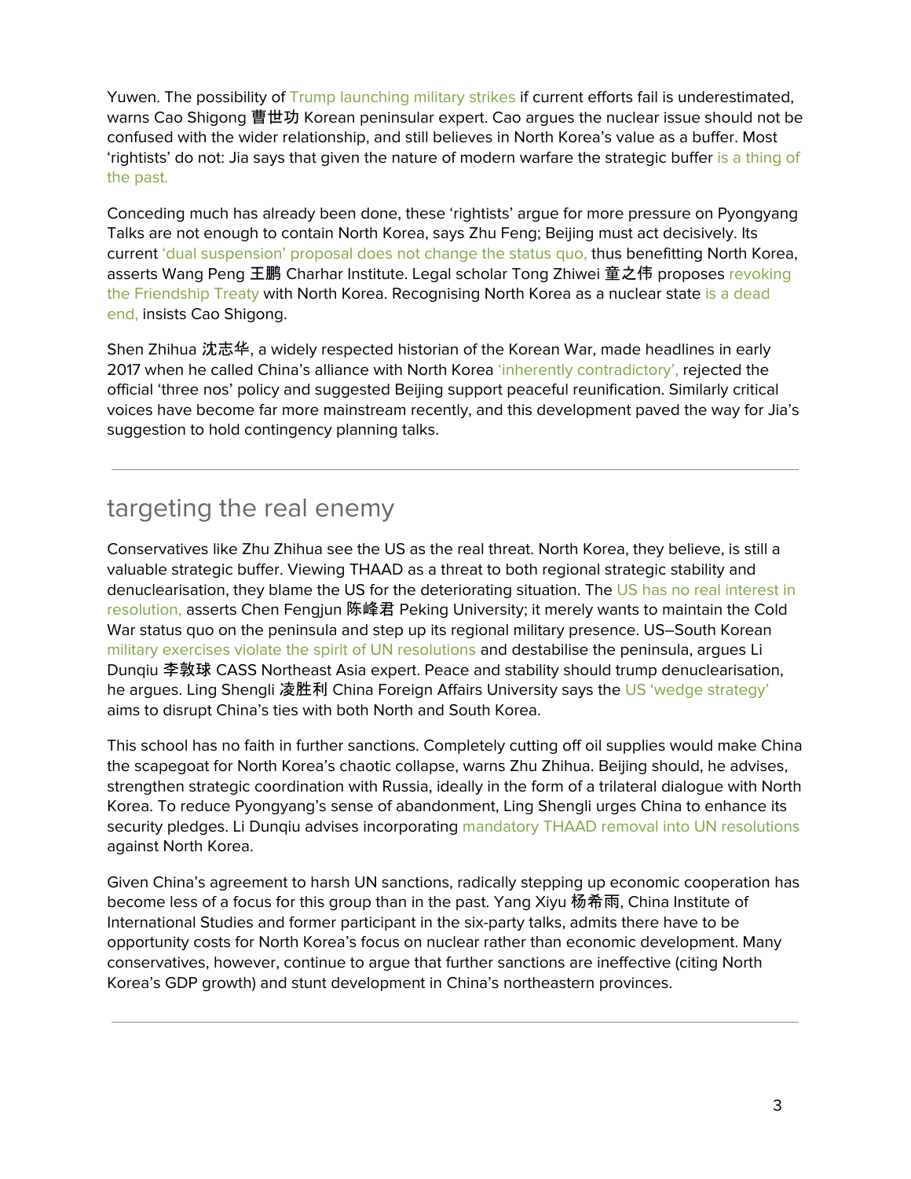Yuwen. The possibility of Trump launching military strikes if current efforts fail is underestimated, warns Cao Shigong 曹世功 Korean peninsular expert. Cao argues the nuclear issue should not be confused with the wider relationship, and still believes in North Korea's value as a buffer. Most 'rightists' do not: Jia says that given the nature of modern warfare the strategic buffer is a thing of the past.

Conceding much has already been done, these 'rightists' argue for more pressure on Pyongyang Talks are not enough to contain North Korea, says Zhu Feng; Beijing must act decisively. Its current 'dual suspension' proposal does not change the status quo, thus benefitting North Korea, asserts Wang Peng 王鹏 Charhar Institute. Legal scholar Tong Zhiwei 童之伟 proposes revoking the Friendship Treaty with North Korea. Recognising North Korea as a nuclear state is a dead end, insists Cao Shigong.

Shen Zhihua 沈志华, a widely respected historian of the Korean War, made headlines in early 2017 when he called China's alliance with North Korea 'inherently contradictory', rejected the official 'three nos' policy and suggested Beijing support peaceful reunification. Similarly critical voices have become far more mainstream recently, and this development paved the way for Jia's suggestion to hold contingency planning talks.

---

## targeting the real enemy

Conservatives like Zhu Zhihua see the US as the real threat. North Korea, they believe, is still a valuable strategic buffer. Viewing THAAD as a threat to both regional strategic stability and denuclearisation, they blame the US for the deteriorating situation. The US has no real interest in resolution, asserts Chen Fengjun 陈峰君 Peking University; it merely wants to maintain the Cold War status quo on the peninsula and step up its regional military presence. US–South Korean military exercises violate the spirit of UN resolutions and destabilise the peninsula, argues Li Dunqiu 李敦球 CASS Northeast Asia expert. Peace and stability should trump denuclearisation, he argues. Ling Shengli 凌胜利 China Foreign Affairs University says the US 'wedge strategy' aims to disrupt China's ties with both North and South Korea.

This school has no faith in further sanctions. Completely cutting off oil supplies would make China the scapegoat for North Korea's chaotic collapse, warns Zhu Zhihua. Beijing should, he advises, strengthen strategic coordination with Russia, ideally in the form of a trilateral dialogue with North Korea. To reduce Pyongyang's sense of abandonment, Ling Shengli urges China to enhance its security pledges. Li Dunqiu advises incorporating mandatory THAAD removal into UN resolutions against North Korea.

Given China's agreement to harsh UN sanctions, radically stepping up economic cooperation has become less of a focus for this group than in the past. Yang Xiyu 杨希雨, China Institute of International Studies and former participant in the six-party talks, admits there have to be opportunity costs for North Korea's focus on nuclear rather than economic development. Many conservatives, however, continue to argue that further sanctions are ineffective (citing North Korea's GDP growth) and stunt development in China's northeastern provinces.

---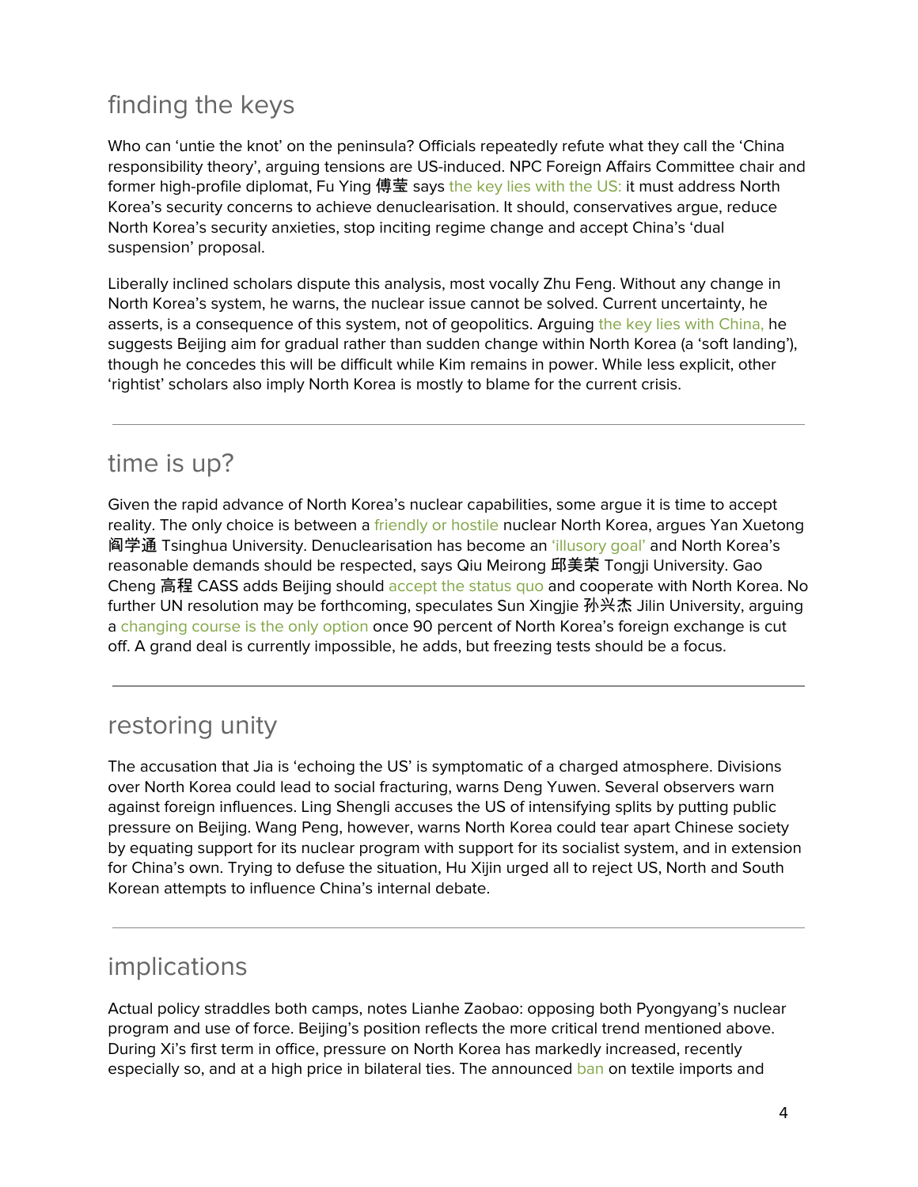## finding the keys

Who can 'untie the knot' on the peninsula? Officials repeatedly refute what they call the 'China responsibility theory', arguing tensions are US-induced. NPC Foreign Affairs Committee chair and former high-profile diplomat, Fu Ying 傅莹 says the key lies with the US: it must address North Korea's security concerns to achieve denuclearisation. It should, conservatives argue, reduce North Korea's security anxieties, stop inciting regime change and accept China's 'dual suspension' proposal.

Liberally inclined scholars dispute this analysis, most vocally Zhu Feng. Without any change in North Korea's system, he warns, the nuclear issue cannot be solved. Current uncertainty, he asserts, is a consequence of this system, not of geopolitics. Arguing the key lies with China, he suggests Beijing aim for gradual rather than sudden change within North Korea (a 'soft landing'), though he concedes this will be difficult while Kim remains in power. While less explicit, other 'rightist' scholars also imply North Korea is mostly to blame for the current crisis.

## time is up?

Given the rapid advance of North Korea's nuclear capabilities, some argue it is time to accept reality. The only choice is between a friendly or hostile nuclear North Korea, argues Yan Xuetong 阎学通 Tsinghua University. Denuclearisation has become an 'illusory goal' and North Korea's reasonable demands should be respected, says Qiu Meirong 邱美荣 Tongji University. Gao Cheng 高程 CASS adds Beijing should accept the status quo and cooperate with North Korea. No further UN resolution may be forthcoming, speculates Sun Xingjie 孙兴杰 Jilin University, arguing a changing course is the only option once 90 percent of North Korea's foreign exchange is cut off. A grand deal is currently impossible, he adds, but freezing tests should be a focus.

## restoring unity

The accusation that Jia is 'echoing the US' is symptomatic of a charged atmosphere. Divisions over North Korea could lead to social fracturing, warns Deng Yuwen. Several observers warn against foreign influences. Ling Shengli accuses the US of intensifying splits by putting public pressure on Beijing. Wang Peng, however, warns North Korea could tear apart Chinese society by equating support for its nuclear program with support for its socialist system, and in extension for China's own. Trying to defuse the situation, Hu Xijin urged all to reject US, North and South Korean attempts to influence China's internal debate.

## implications

Actual policy straddles both camps, notes Lianhe Zaobao: opposing both Pyongyang's nuclear program and use of force. Beijing's position reflects the more critical trend mentioned above. During Xi's first term in office, pressure on North Korea has markedly increased, recently especially so, and at a high price in bilateral ties. The announced ban on textile imports and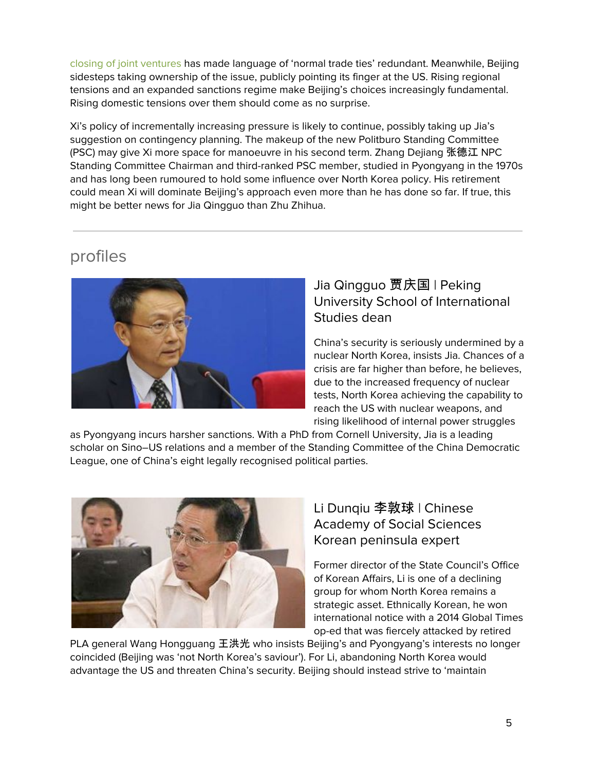closing of joint ventures has made language of 'normal trade ties' redundant. Meanwhile, Beijing sidesteps taking ownership of the issue, publicly pointing its finger at the US. Rising regional tensions and an expanded sanctions regime make Beijing's choices increasingly fundamental. Rising domestic tensions over them should come as no surprise.

Xi's policy of incrementally increasing pressure is likely to continue, possibly taking up Jia's suggestion on contingency planning. The makeup of the new Politburo Standing Committee (PSC) may give Xi more space for manoeuvre in his second term. Zhang Dejiang 张德江 NPC Standing Committee Chairman and third-ranked PSC member, studied in Pyongyang in the 1970s and has long been rumoured to hold some influence over North Korea policy. His retirement could mean Xi will dominate Beijing's approach even more than he has done so far. If true, this might be better news for Jia Qingguo than Zhu Zhihua.

---

## profiles

### Jia Qingguo 贾庆国 | Peking University School of International Studies dean

China's security is seriously undermined by a nuclear North Korea, insists Jia. Chances of a crisis are far higher than before, he believes, due to the increased frequency of nuclear tests, North Korea achieving the capability to reach the US with nuclear weapons, and rising likelihood of internal power struggles as Pyongyang incurs harsher sanctions. With a PhD from Cornell University, Jia is a leading scholar on Sino–US relations and a member of the Standing Committee of the China Democratic League, one of China's eight legally recognised political parties.

### Li Dunqiu 李敦球 | Chinese Academy of Social Sciences Korean peninsula expert

Former director of the State Council's Office of Korean Affairs, Li is one of a declining group for whom North Korea remains a strategic asset. Ethnically Korean, he won international notice with a 2014 Global Times op-ed that was fiercely attacked by retired PLA general Wang Hongguang 王洪光 who insists Beijing's and Pyongyang's interests no longer coincided (Beijing was 'not North Korea's saviour'). For Li, abandoning North Korea would advantage the US and threaten China's security. Beijing should instead strive to 'maintain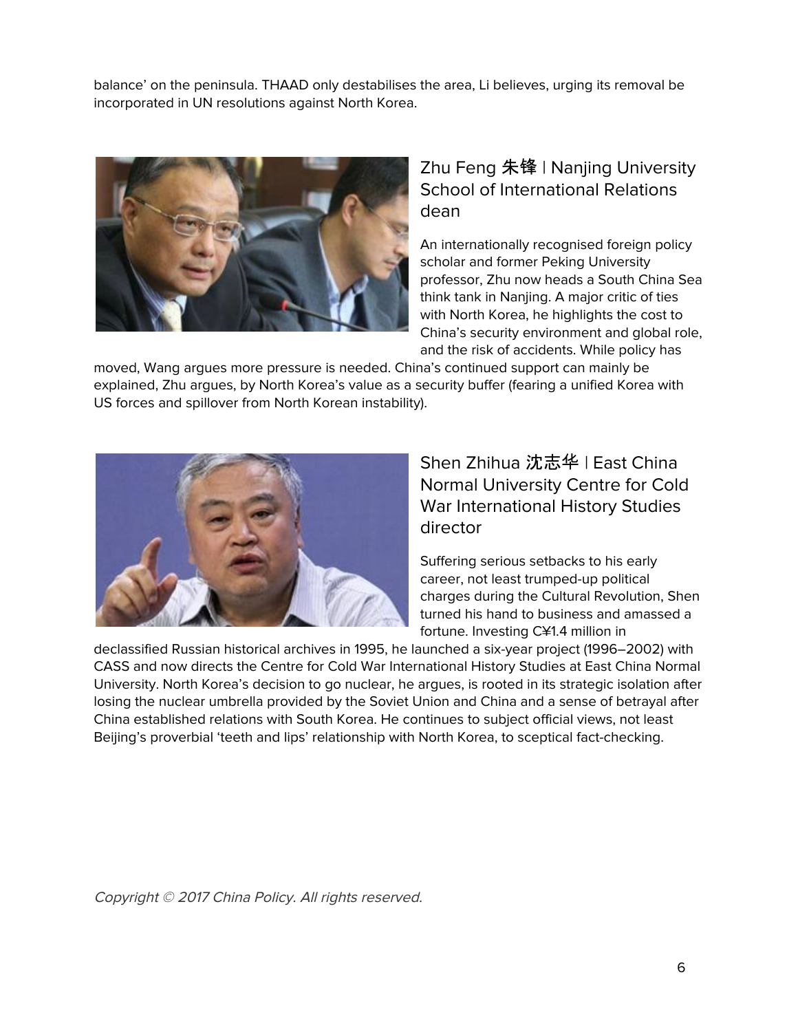balance' on the peninsula. THAAD only destabilises the area, Li believes, urging its removal be incorporated in UN resolutions against North Korea.

### Zhu Feng 朱锋 | Nanjing University School of International Relations dean

An internationally recognised foreign policy scholar and former Peking University professor, Zhu now heads a South China Sea think tank in Nanjing. A major critic of ties with North Korea, he highlights the cost to China's security environment and global role, and the risk of accidents. While policy has moved, Wang argues more pressure is needed. China's continued support can mainly be explained, Zhu argues, by North Korea's value as a security buffer (fearing a unified Korea with US forces and spillover from North Korean instability).

### Shen Zhihua 沈志华 | East China Normal University Centre for Cold War International History Studies director

Suffering serious setbacks to his early career, not least trumped-up political charges during the Cultural Revolution, Shen turned his hand to business and amassed a fortune. Investing C¥1.4 million in declassified Russian historical archives in 1995, he launched a six-year project (1996–2002) with CASS and now directs the Centre for Cold War International History Studies at East China Normal University. North Korea's decision to go nuclear, he argues, is rooted in its strategic isolation after losing the nuclear umbrella provided by the Soviet Union and China and a sense of betrayal after China established relations with South Korea. He continues to subject official views, not least Beijing's proverbial 'teeth and lips' relationship with North Korea, to sceptical fact-checking.

*Copyright © 2017 China Policy. All rights reserved.*